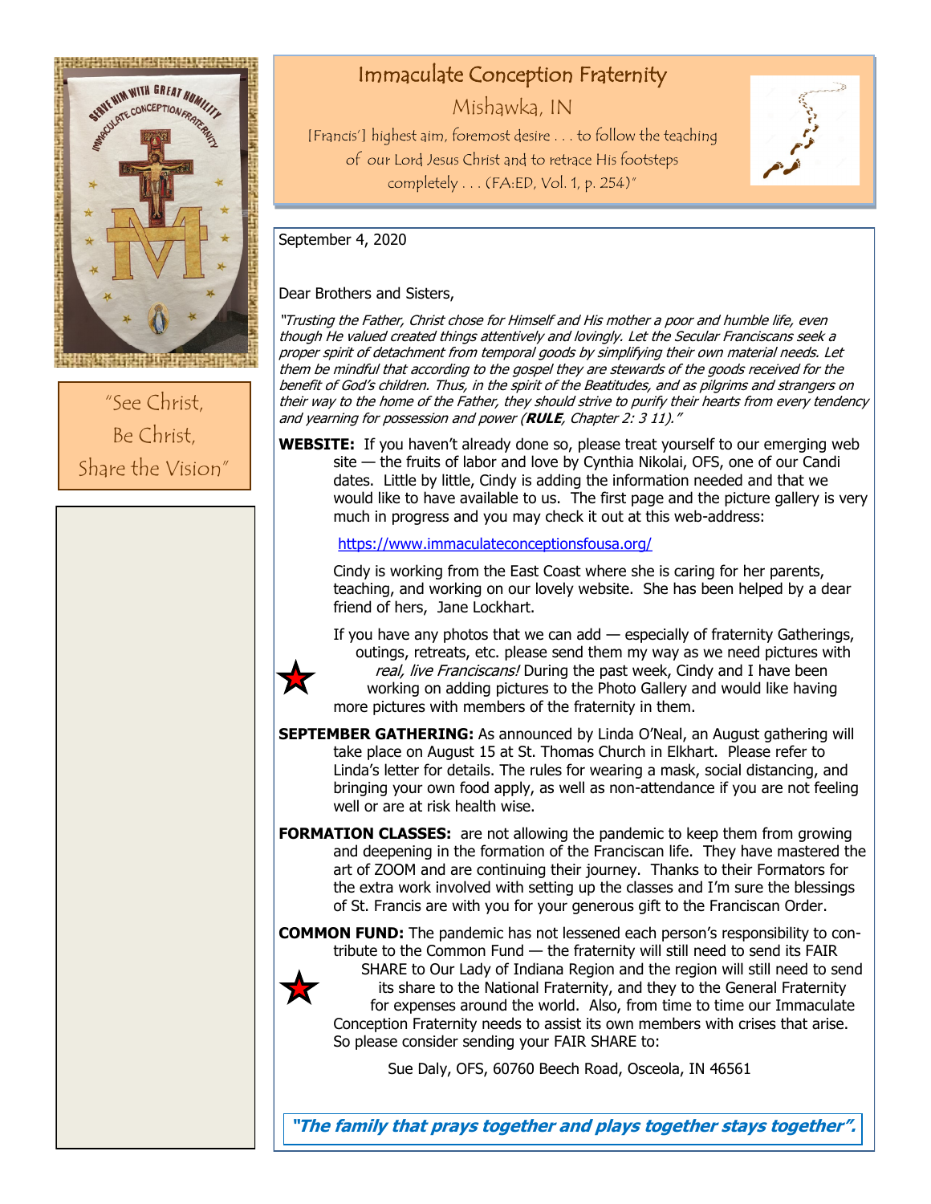# Immaculate Conception Fraternity

## Mishawka, IN

[Francis'] highest aim, foremost desire . . . to follow the teaching of our Lord Jesus Christ and to retrace His footsteps completely . . . (FA:ED, Vol. 1, p. 254)"

"See Christ,
Be Christ,
Share the Vision"

September 4, 2020

Dear Brothers and Sisters,

*"Trusting the Father, Christ chose for Himself and His mother a poor and humble life, even though He valued created things attentively and lovingly. Let the Secular Franciscans seek a proper spirit of detachment from temporal goods by simplifying their own material needs. Let them be mindful that according to the gospel they are stewards of the goods received for the benefit of God's children. Thus, in the spirit of the Beatitudes, and as pilgrims and strangers on their way to the home of the Father, they should strive to purify their hearts from every tendency and yearning for possession and power (**RULE**, Chapter 2: 3 11)."*

**WEBSITE:** If you haven't already done so, please treat yourself to our emerging web site — the fruits of labor and love by Cynthia Nikolai, OFS, one of our Candi dates. Little by little, Cindy is adding the information needed and that we would like to have available to us. The first page and the picture gallery is very much in progress and you may check it out at this web-address:

https://www.immaculateconceptionsfousa.org/

Cindy is working from the East Coast where she is caring for her parents, teaching, and working on our lovely website. She has been helped by a dear friend of hers, Jane Lockhart.

If you have any photos that we can add — especially of fraternity Gatherings, outings, retreats, etc. please send them my way as we need pictures with *real, live Franciscans!* During the past week, Cindy and I have been working on adding pictures to the Photo Gallery and would like having more pictures with members of the fraternity in them.

**SEPTEMBER GATHERING:** As announced by Linda O'Neal, an August gathering will take place on August 15 at St. Thomas Church in Elkhart. Please refer to Linda's letter for details. The rules for wearing a mask, social distancing, and bringing your own food apply, as well as non-attendance if you are not feeling well or are at risk health wise.

**FORMATION CLASSES:** are not allowing the pandemic to keep them from growing and deepening in the formation of the Franciscan life. They have mastered the art of ZOOM and are continuing their journey. Thanks to their Formators for the extra work involved with setting up the classes and I'm sure the blessings of St. Francis are with you for your generous gift to the Franciscan Order.

**COMMON FUND:** The pandemic has not lessened each person's responsibility to con-tribute to the Common Fund — the fraternity will still need to send its FAIR SHARE to Our Lady of Indiana Region and the region will still need to send its share to the National Fraternity, and they to the General Fraternity for expenses around the world. Also, from time to time our Immaculate Conception Fraternity needs to assist its own members with crises that arise. So please consider sending your FAIR SHARE to:

Sue Daly, OFS, 60760 Beech Road, Osceola, IN 46561

***"The family that prays together and plays together stays together".***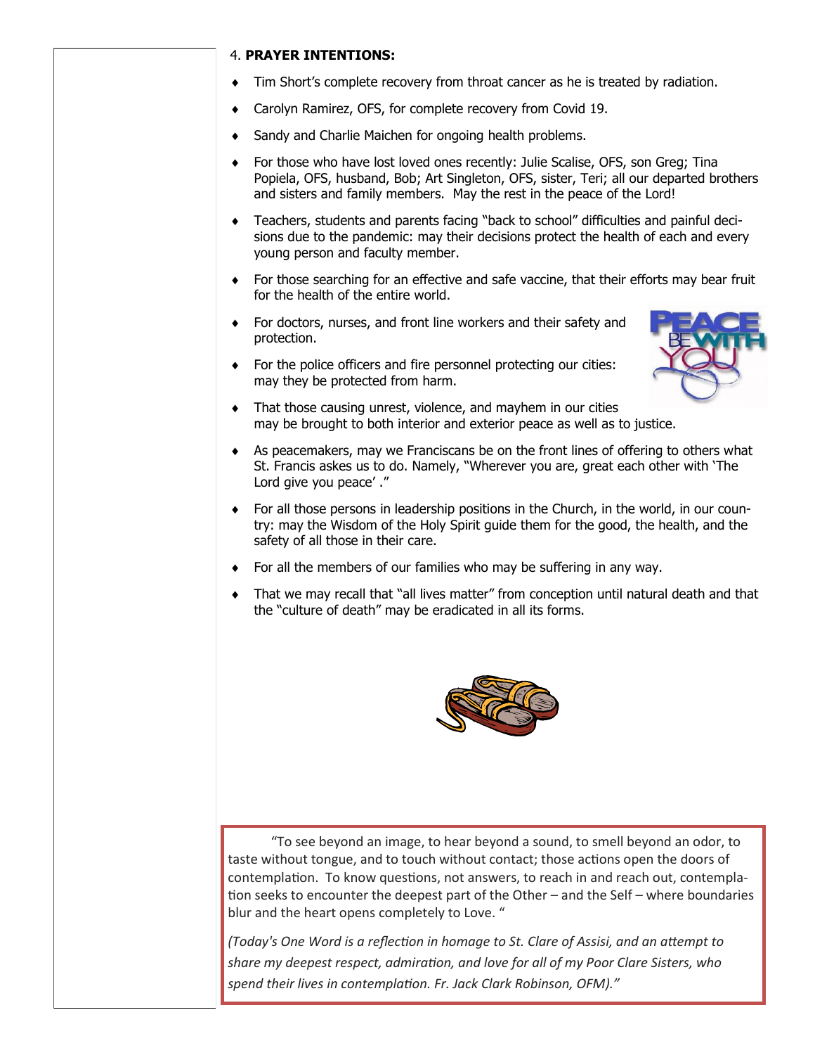4. **PRAYER INTENTIONS:**

- Tim Short's complete recovery from throat cancer as he is treated by radiation.
- Carolyn Ramirez, OFS, for complete recovery from Covid 19.
- Sandy and Charlie Maichen for ongoing health problems.
- For those who have lost loved ones recently: Julie Scalise, OFS, son Greg; Tina Popiela, OFS, husband, Bob; Art Singleton, OFS, sister, Teri; all our departed brothers and sisters and family members. May the rest in the peace of the Lord!
- Teachers, students and parents facing "back to school" difficulties and painful decisions due to the pandemic: may their decisions protect the health of each and every young person and faculty member.
- For those searching for an effective and safe vaccine, that their efforts may bear fruit for the health of the entire world.
- For doctors, nurses, and front line workers and their safety and protection.
- For the police officers and fire personnel protecting our cities: may they be protected from harm.
- That those causing unrest, violence, and mayhem in our cities may be brought to both interior and exterior peace as well as to justice.
- As peacemakers, may we Franciscans be on the front lines of offering to others what St. Francis askes us to do. Namely, "Wherever you are, great each other with 'The Lord give you peace' ."
- For all those persons in leadership positions in the Church, in the world, in our country: may the Wisdom of the Holy Spirit guide them for the good, the health, and the safety of all those in their care.
- For all the members of our families who may be suffering in any way.
- That we may recall that "all lives matter" from conception until natural death and that the "culture of death" may be eradicated in all its forms.

"To see beyond an image, to hear beyond a sound, to smell beyond an odor, to taste without tongue, and to touch without contact; those actions open the doors of contemplation. To know questions, not answers, to reach in and reach out, contemplation seeks to encounter the deepest part of the Other – and the Self – where boundaries blur and the heart opens completely to Love. "

*(Today's One Word is a reflection in homage to St. Clare of Assisi, and an attempt to share my deepest respect, admiration, and love for all of my Poor Clare Sisters, who spend their lives in contemplation. Fr. Jack Clark Robinson, OFM)."*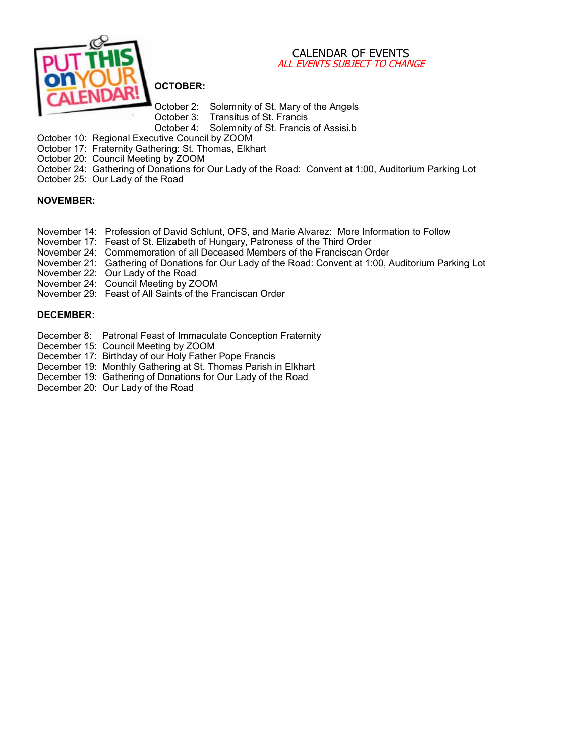# CALENDAR OF EVENTS

*ALL EVENTS SUBJECT TO CHANGE*

**OCTOBER:**

October 2: Solemnity of St. Mary of the Angels
October 3: Transitus of St. Francis
October 4: Solemnity of St. Francis of Assisi.b
October 10: Regional Executive Council by ZOOM
October 17: Fraternity Gathering: St. Thomas, Elkhart
October 20: Council Meeting by ZOOM
October 24: Gathering of Donations for Our Lady of the Road: Convent at 1:00, Auditorium Parking Lot
October 25: Our Lady of the Road

**NOVEMBER:**

November 14: Profession of David Schlunt, OFS, and Marie Alvarez: More Information to Follow
November 17: Feast of St. Elizabeth of Hungary, Patroness of the Third Order
November 24: Commemoration of all Deceased Members of the Franciscan Order
November 21: Gathering of Donations for Our Lady of the Road: Convent at 1:00, Auditorium Parking Lot
November 22: Our Lady of the Road
November 24: Council Meeting by ZOOM
November 29: Feast of All Saints of the Franciscan Order

**DECEMBER:**

December 8: Patronal Feast of Immaculate Conception Fraternity
December 15: Council Meeting by ZOOM
December 17: Birthday of our Holy Father Pope Francis
December 19: Monthly Gathering at St. Thomas Parish in Elkhart
December 19: Gathering of Donations for Our Lady of the Road
December 20: Our Lady of the Road